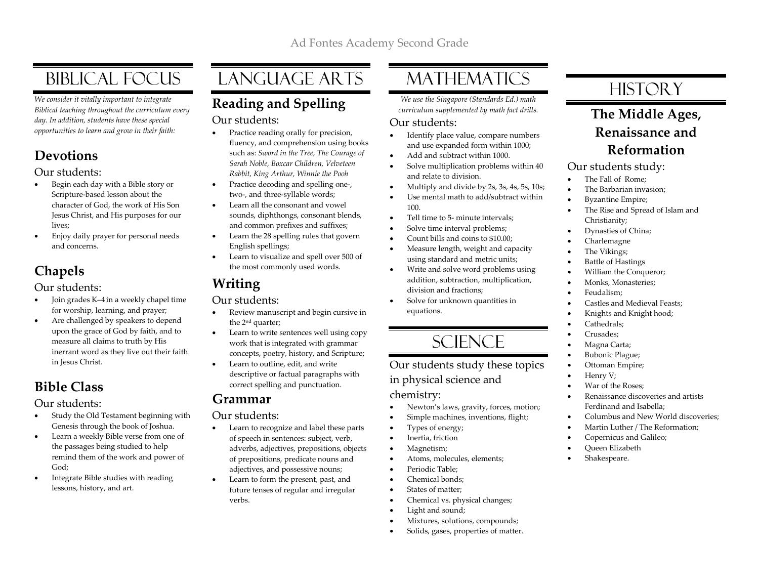Ad Fontes Academy Second Grade

# Biblical Focus

*We consider it vitally important to integrate Biblical teaching throughout the curriculum every day. In addition, students have these special opportunities to learn and grow in their faith:*

## Devotions

Our students:

- Begin each day with a Bible story or Scripture-based lesson about the character of God, the work of His Son Jesus Christ, and His purposes for our lives;
- Enjoy daily prayer for personal needs and concerns.

## Chapels

Our students:

- Join grades K–4 in a weekly chapel time for worship, learning, and prayer;
- Are challenged by speakers to depend upon the grace of God by faith, and to measure all claims to truth by His inerrant word as they live out their faith in Jesus Christ.

## Bible Class

Our students:

- Study the Old Testament beginning with Genesis through the book of Joshua.
- Learn a weekly Bible verse from one of the passages being studied to help remind them of the work and power of God;
- Integrate Bible studies with reading lessons, history, and art.

# Language Arts

## Reading and Spelling

Our students:

- Practice reading orally for precision, fluency, and comprehension using books such as: *Sword in the Tree, The Courage of Sarah Noble, Boxcar Children, Velveteen Rabbit, King Arthur, Winnie the Pooh*
- Practice decoding and spelling one-, two-, and three-syllable words;
- Learn all the consonant and vowel sounds, diphthongs, consonant blends, and common prefixes and suffixes;
- Learn the 28 spelling rules that govern English spellings;
- Learn to visualize and spell over 500 of the most commonly used words.

## Writing

Our students:

- Review manuscript and begin cursive in the 2nd quarter;
- Learn to write sentences well using copy work that is integrated with grammar concepts, poetry, history, and Scripture;
- Learn to outline, edit, and write descriptive or factual paragraphs with correct spelling and punctuation.

## Grammar

Our students:

- Learn to recognize and label these parts of speech in sentences: subject, verb, adverbs, adjectives, prepositions, objects of prepositions, predicate nouns and adjectives, and possessive nouns;
- Learn to form the present, past, and future tenses of regular and irregular verbs.

# Mathematics

*We use the Singapore (Standards Ed.) math curriculum supplemented by math fact drills.*

Our students:

- Identify place value, compare numbers and use expanded form within 1000;
- Add and subtract within 1000.
- Solve multiplication problems within 40 and relate to division.
- Multiply and divide by 2s, 3s, 4s, 5s, 10s;
- Use mental math to add/subtract within 100.
- Tell time to 5- minute intervals;
- Solve time interval problems;
- Count bills and coins to $10.00;
- Measure length, weight and capacity using standard and metric units;
- Write and solve word problems using addition, subtraction, multiplication, division and fractions;
- Solve for unknown quantities in equations.

# Science

Our students study these topics in physical science and chemistry:

- Newton's laws, gravity, forces, motion;
- Simple machines, inventions, flight;
- Types of energy;
- Inertia, friction
- Magnetism;
- Atoms, molecules, elements;
- Periodic Table;
- Chemical bonds;
- States of matter;
- Chemical vs. physical changes;
- Light and sound;
- Mixtures, solutions, compounds;
- Solids, gases, properties of matter.

# History

## The Middle Ages, Renaissance and Reformation

Our students study:

- The Fall of Rome;
- The Barbarian invasion;
- Byzantine Empire;
- The Rise and Spread of Islam and Christianity;
- Dynasties of China;
- Charlemagne
- The Vikings;
- Battle of Hastings
- William the Conqueror;
- Monks, Monasteries;
- Feudalism;
- Castles and Medieval Feasts;
- Knights and Knight hood;
- Cathedrals;
- Crusades;
- Magna Carta;
- Bubonic Plague;
- Ottoman Empire;
- Henry V;
- War of the Roses;
- Renaissance discoveries and artists Ferdinand and Isabella;
- Columbus and New World discoveries;
- Martin Luther / The Reformation;
- Copernicus and Galileo;
- Queen Elizabeth
- Shakespeare.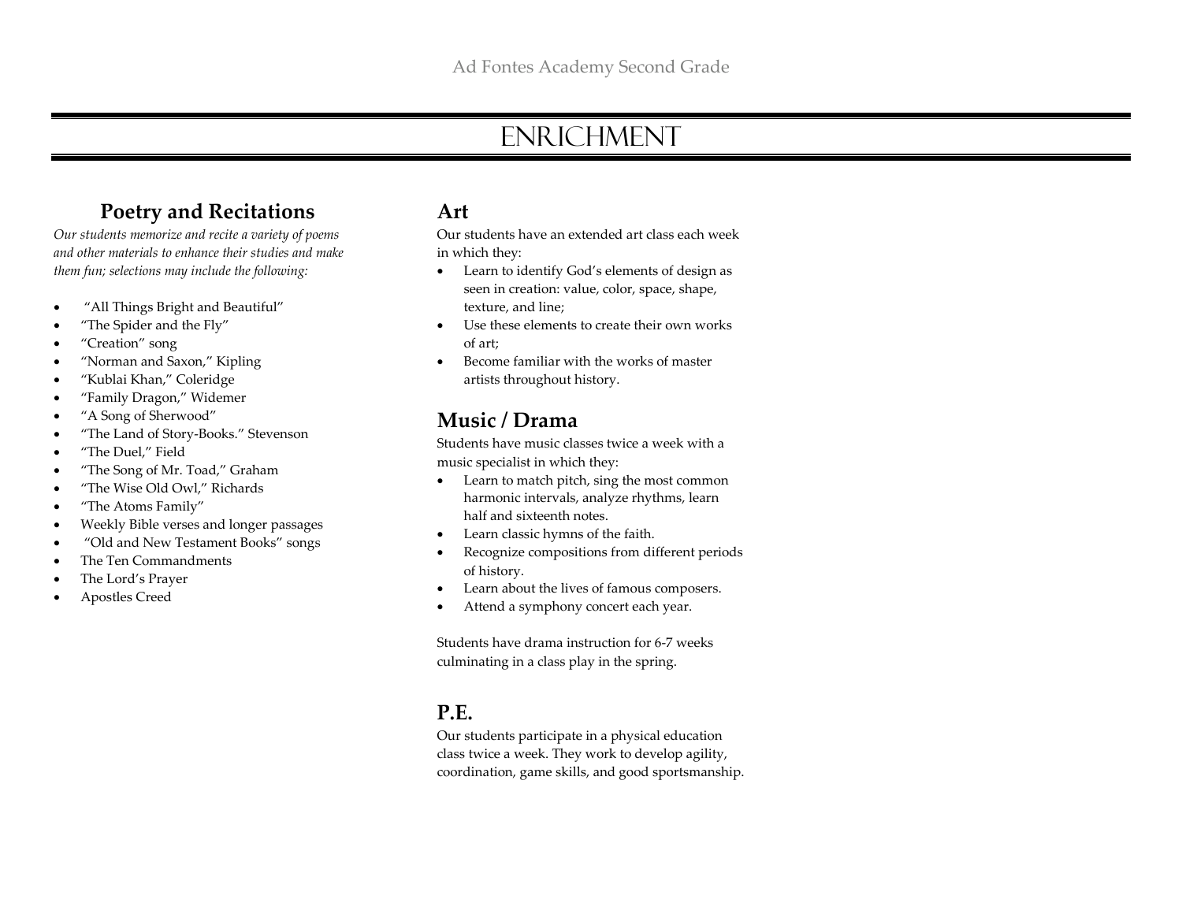# Enrichment

## Poetry and Recitations

*Our students memorize and recite a variety of poems and other materials to enhance their studies and make them fun; selections may include the following:*

- "All Things Bright and Beautiful"
- "The Spider and the Fly"
- "Creation" song
- "Norman and Saxon," Kipling
- "Kublai Khan," Coleridge
- "Family Dragon," Widemer
- "A Song of Sherwood"
- "The Land of Story-Books." Stevenson
- "The Duel," Field
- "The Song of Mr. Toad," Graham
- "The Wise Old Owl," Richards
- "The Atoms Family"
- Weekly Bible verses and longer passages
- "Old and New Testament Books" songs
- The Ten Commandments
- The Lord's Prayer
- Apostles Creed

## Art

Our students have an extended art class each week in which they:

- Learn to identify God's elements of design as seen in creation: value, color, space, shape, texture, and line;
- Use these elements to create their own works of art;
- Become familiar with the works of master artists throughout history.

## Music / Drama

Students have music classes twice a week with a music specialist in which they:

- Learn to match pitch, sing the most common harmonic intervals, analyze rhythms, learn half and sixteenth notes.
- Learn classic hymns of the faith.
- Recognize compositions from different periods of history.
- Learn about the lives of famous composers.
- Attend a symphony concert each year.

Students have drama instruction for 6-7 weeks culminating in a class play in the spring.

## P.E.

Our students participate in a physical education class twice a week. They work to develop agility, coordination, game skills, and good sportsmanship.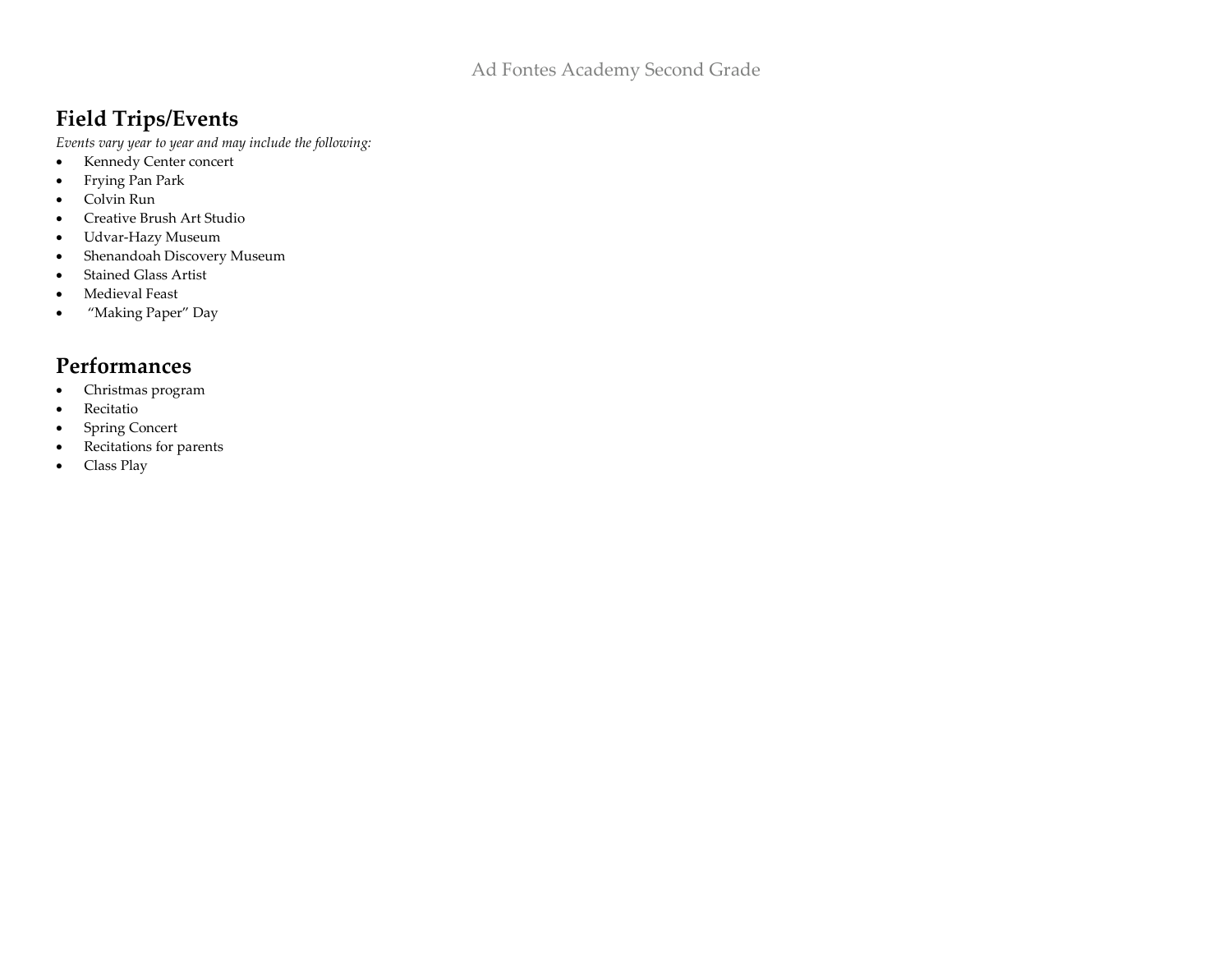## Field Trips/Events

*Events vary year to year and may include the following:*

- Kennedy Center concert
- Frying Pan Park
- Colvin Run
- Creative Brush Art Studio
- Udvar-Hazy Museum
- Shenandoah Discovery Museum
- Stained Glass Artist
- Medieval Feast
- "Making Paper" Day

## Performances

- Christmas program
- Recitatio
- Spring Concert
- Recitations for parents
- Class Play